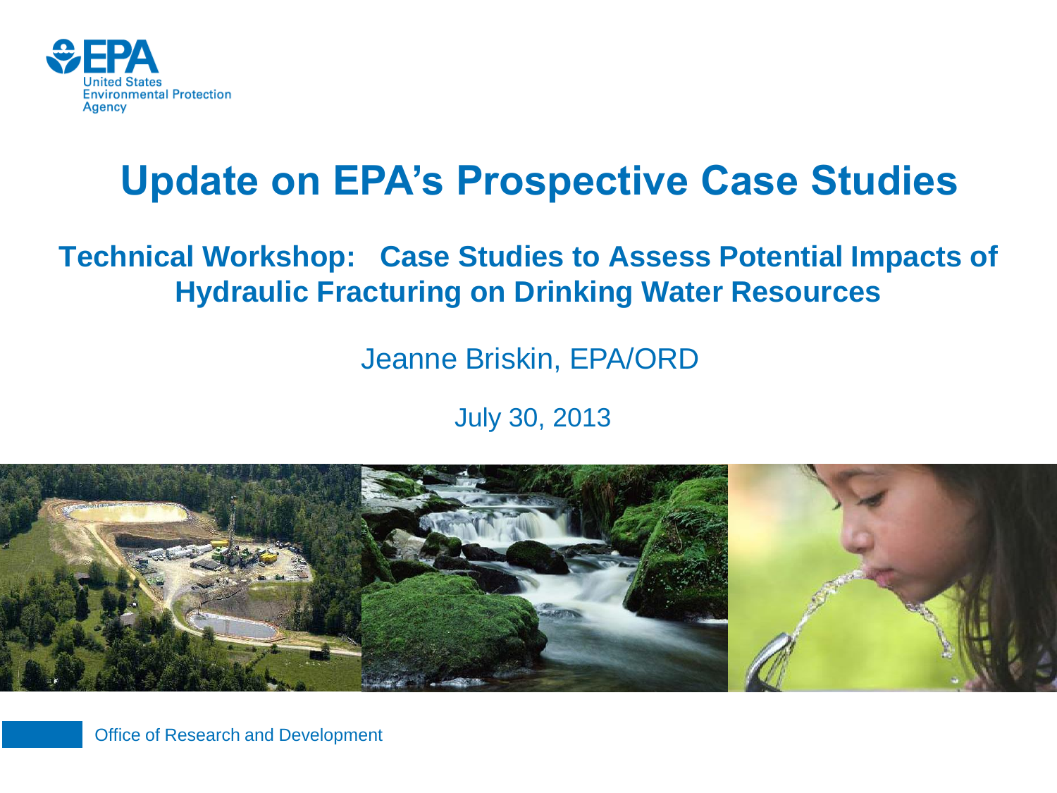# Update on EPA's Prospective Case Studies

## Technical Workshop: Case Studies to Assess Potential Impacts of Hydraulic Fracturing on Drinking Water Resources

Jeanne Briskin, EPA/ORD

July 30, 2013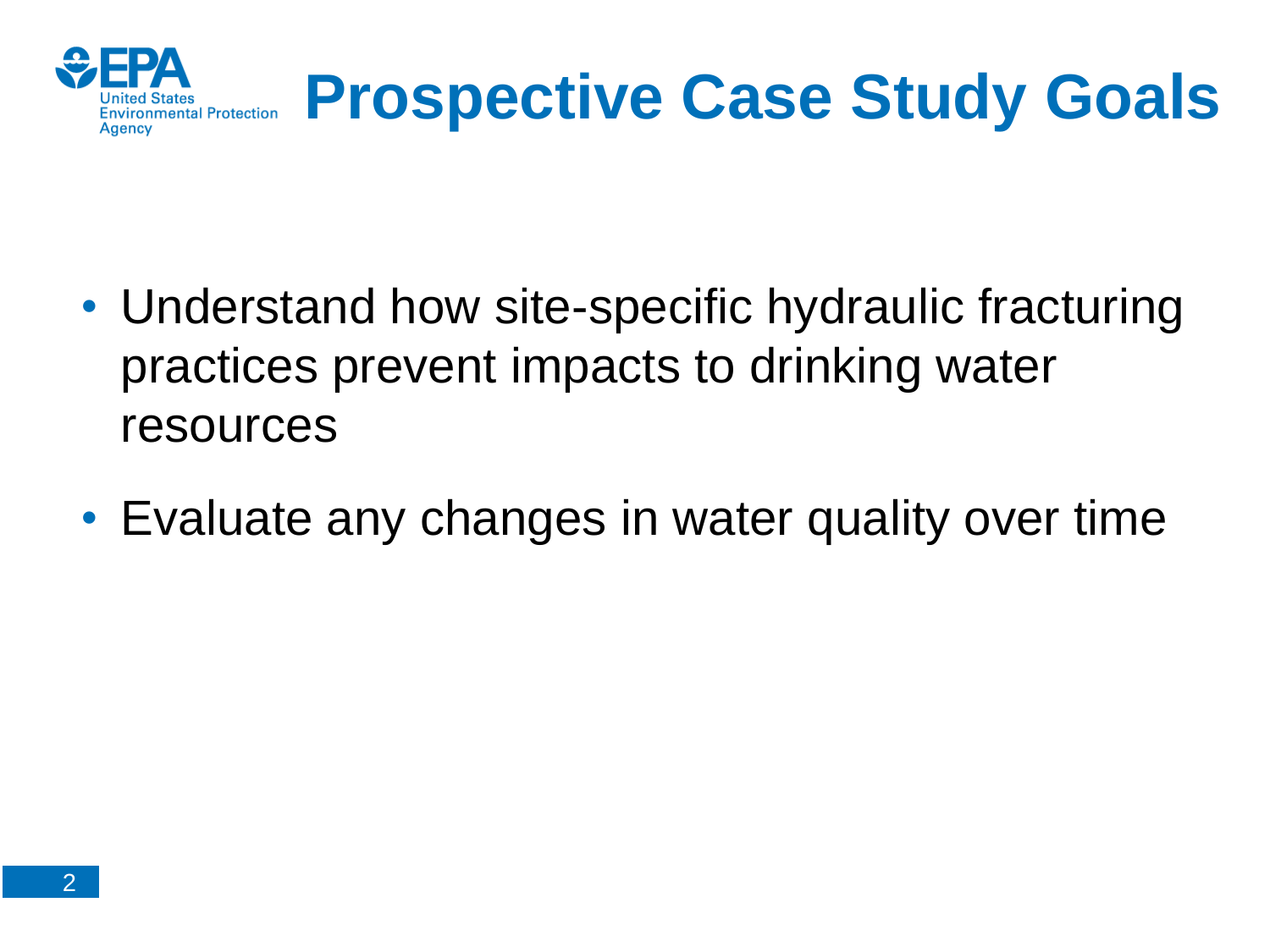# Prospective Case Study Goals

- Understand how site-specific hydraulic fracturing practices prevent impacts to drinking water resources
- Evaluate any changes in water quality over time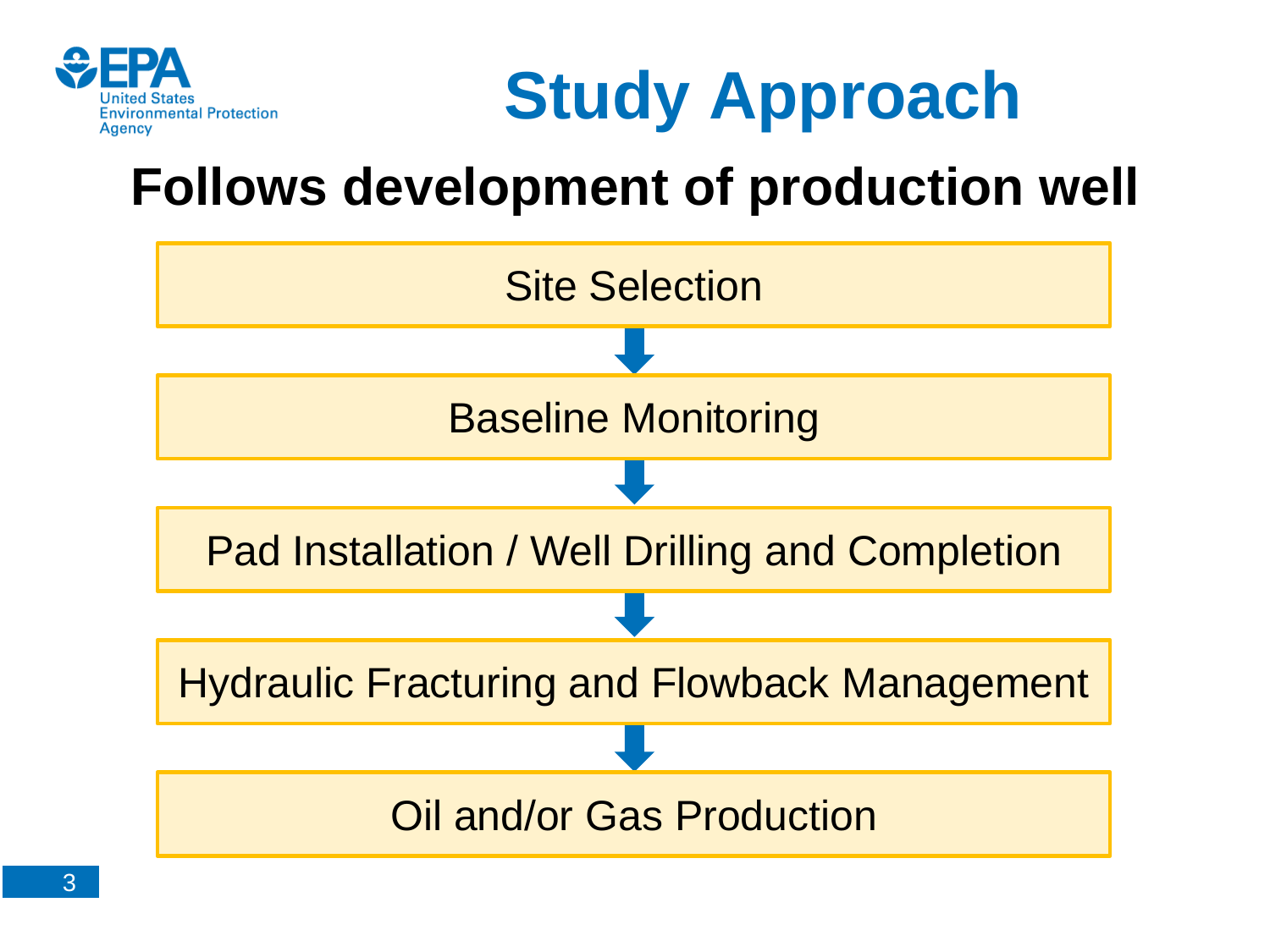# Study Approach

## Follows development of production well

- Site Selection
- ↓
- Baseline Monitoring
- ↓
- Pad Installation / Well Drilling and Completion
- ↓
- Hydraulic Fracturing and Flowback Management
- ↓
- Oil and/or Gas Production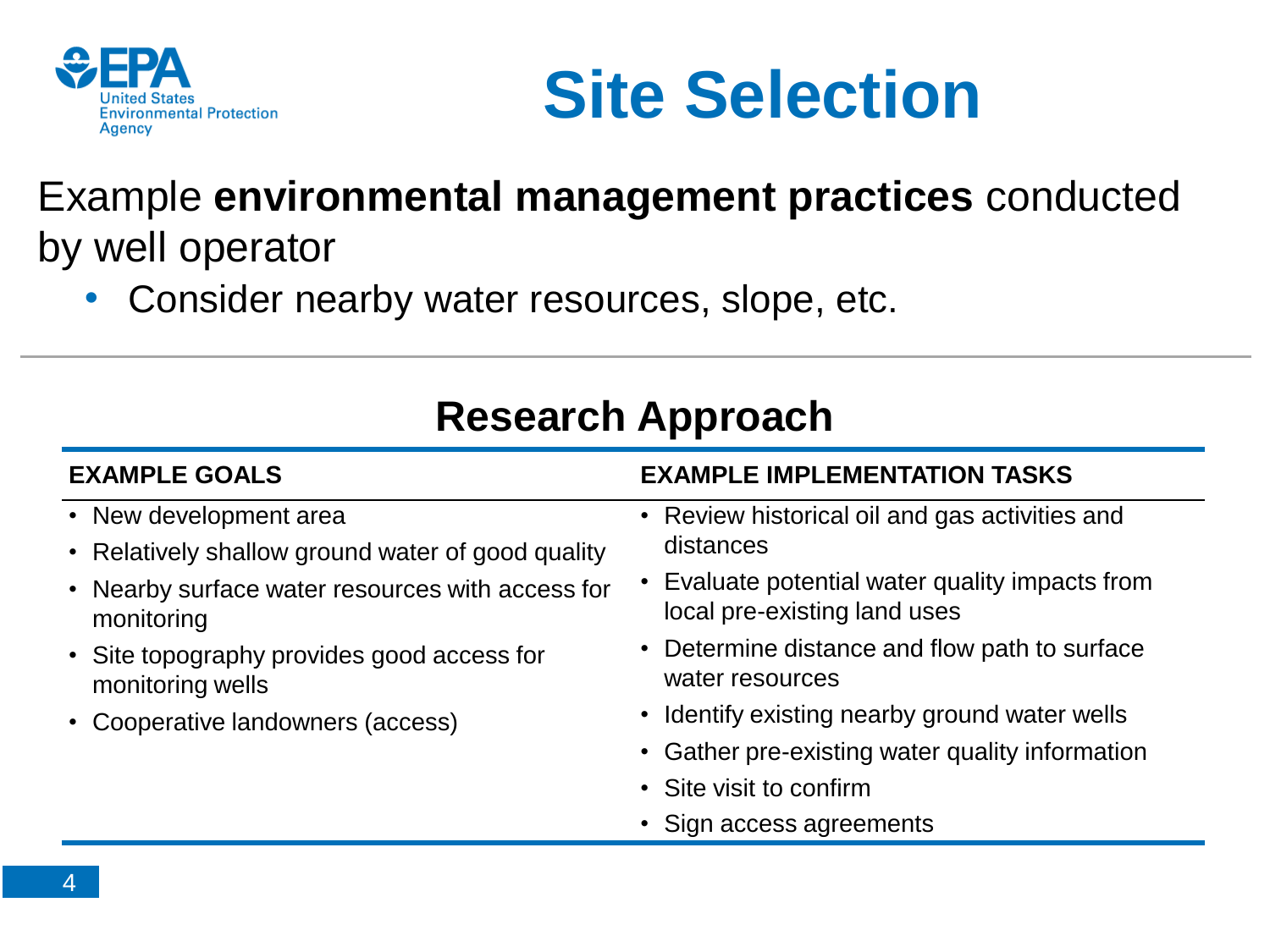# Site Selection

Example **environmental management practices** conducted by well operator

- Consider nearby water resources, slope, etc.

## Research Approach

| EXAMPLE GOALS | EXAMPLE IMPLEMENTATION TASKS |
|---|---|
| • New development area<br>• Relatively shallow ground water of good quality<br>• Nearby surface water resources with access for monitoring<br>• Site topography provides good access for monitoring wells<br>• Cooperative landowners (access) | • Review historical oil and gas activities and distances<br>• Evaluate potential water quality impacts from local pre-existing land uses<br>• Determine distance and flow path to surface water resources<br>• Identify existing nearby ground water wells<br>• Gather pre-existing water quality information<br>• Site visit to confirm<br>• Sign access agreements |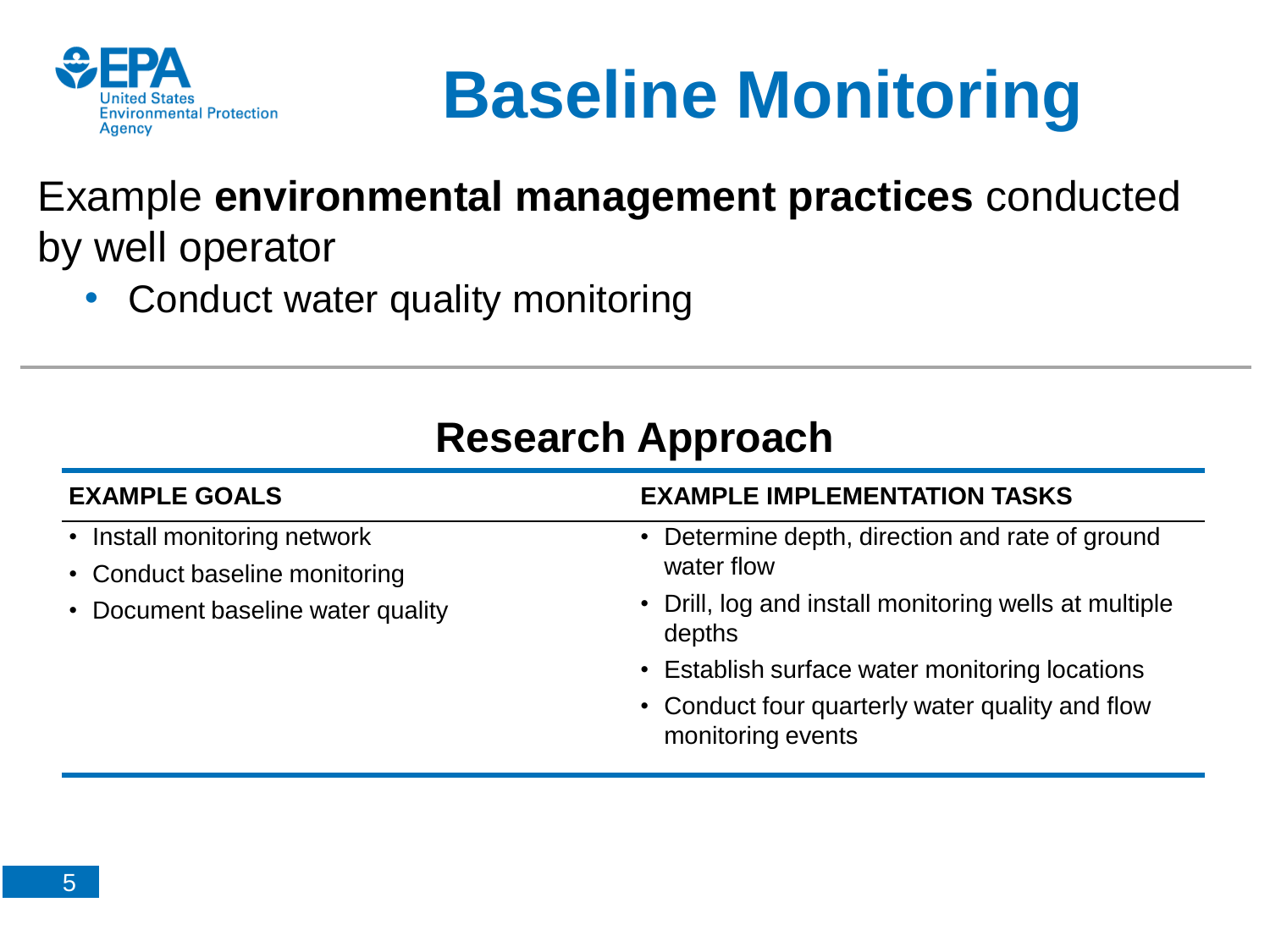# Baseline Monitoring

Example **environmental management practices** conducted by well operator

- Conduct water quality monitoring

## Research Approach

| EXAMPLE GOALS | EXAMPLE IMPLEMENTATION TASKS |
|---|---|
| • Install monitoring network<br>• Conduct baseline monitoring<br>• Document baseline water quality | • Determine depth, direction and rate of ground water flow<br>• Drill, log and install monitoring wells at multiple depths<br>• Establish surface water monitoring locations<br>• Conduct four quarterly water quality and flow monitoring events |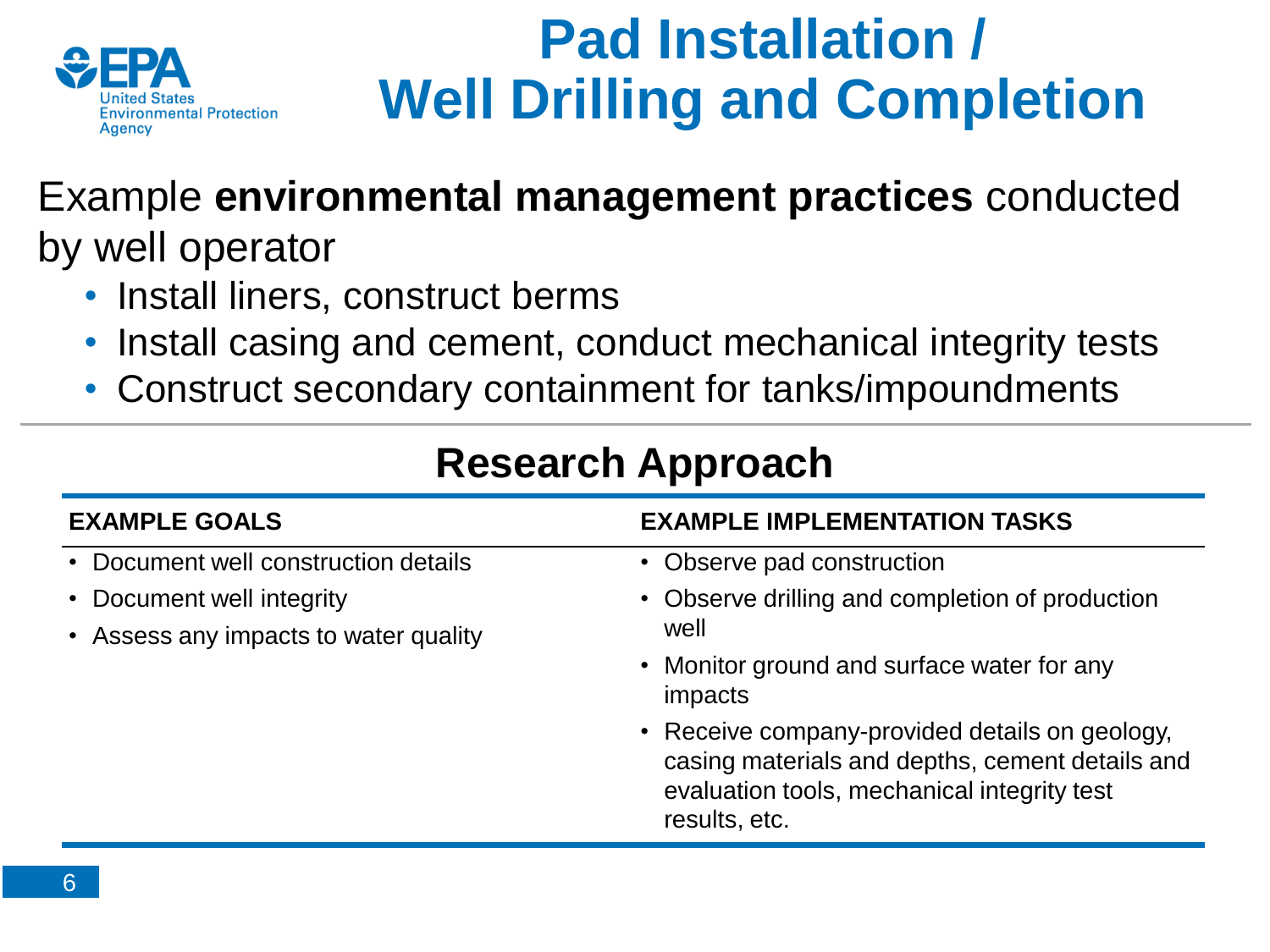# Pad Installation / Well Drilling and Completion

Example **environmental management practices** conducted by well operator

- Install liners, construct berms
- Install casing and cement, conduct mechanical integrity tests
- Construct secondary containment for tanks/impoundments

## Research Approach

| EXAMPLE GOALS | EXAMPLE IMPLEMENTATION TASKS |
|---|---|
| • Document well construction details<br>• Document well integrity<br>• Assess any impacts to water quality | • Observe pad construction<br>• Observe drilling and completion of production well<br>• Monitor ground and surface water for any impacts<br>• Receive company-provided details on geology, casing materials and depths, cement details and evaluation tools, mechanical integrity test results, etc. |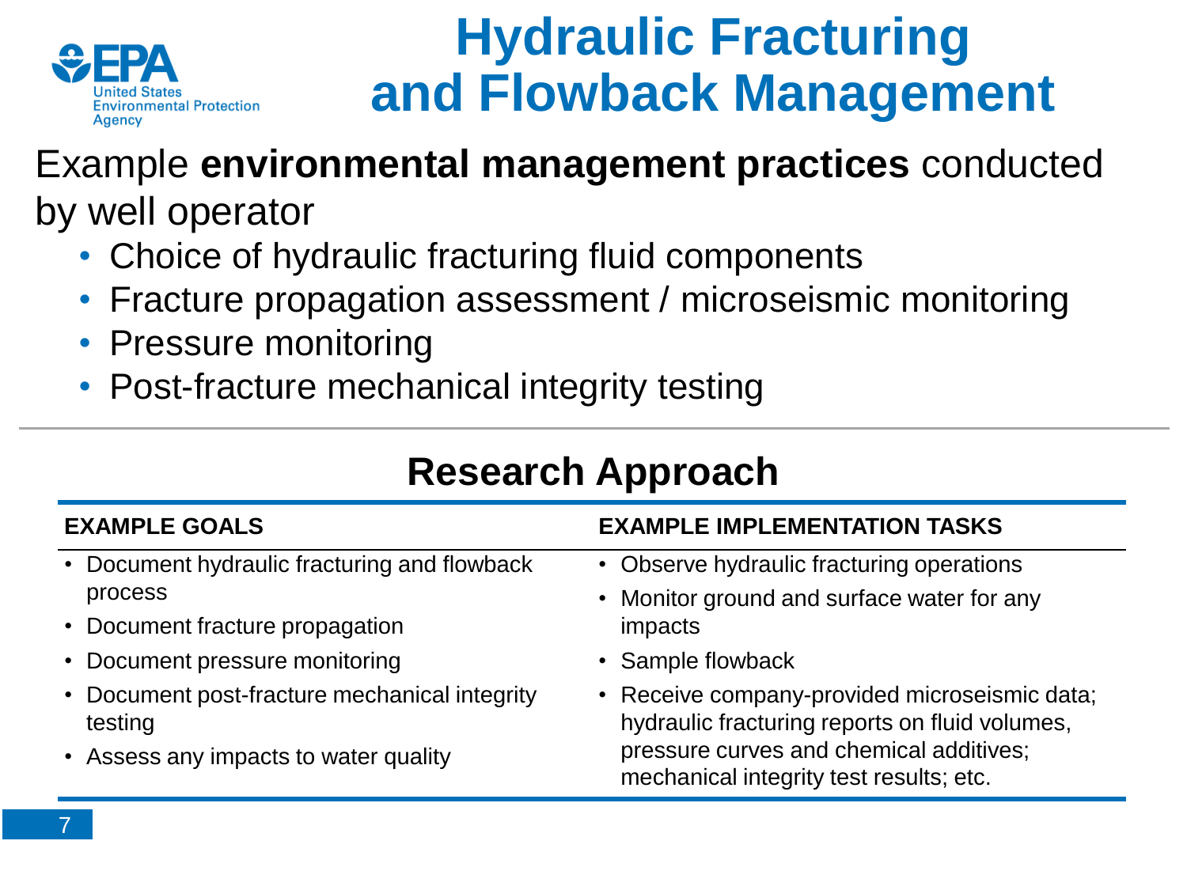# Hydraulic Fracturing and Flowback Management

Example **environmental management practices** conducted by well operator

- Choice of hydraulic fracturing fluid components
- Fracture propagation assessment / microseismic monitoring
- Pressure monitoring
- Post-fracture mechanical integrity testing

## Research Approach

| EXAMPLE GOALS | EXAMPLE IMPLEMENTATION TASKS |
| --- | --- |
| • Document hydraulic fracturing and flowback process<br>• Document fracture propagation<br>• Document pressure monitoring<br>• Document post-fracture mechanical integrity testing<br>• Assess any impacts to water quality | • Observe hydraulic fracturing operations<br>• Monitor ground and surface water for any impacts<br>• Sample flowback<br>• Receive company-provided microseismic data; hydraulic fracturing reports on fluid volumes, pressure curves and chemical additives; mechanical integrity test results; etc. |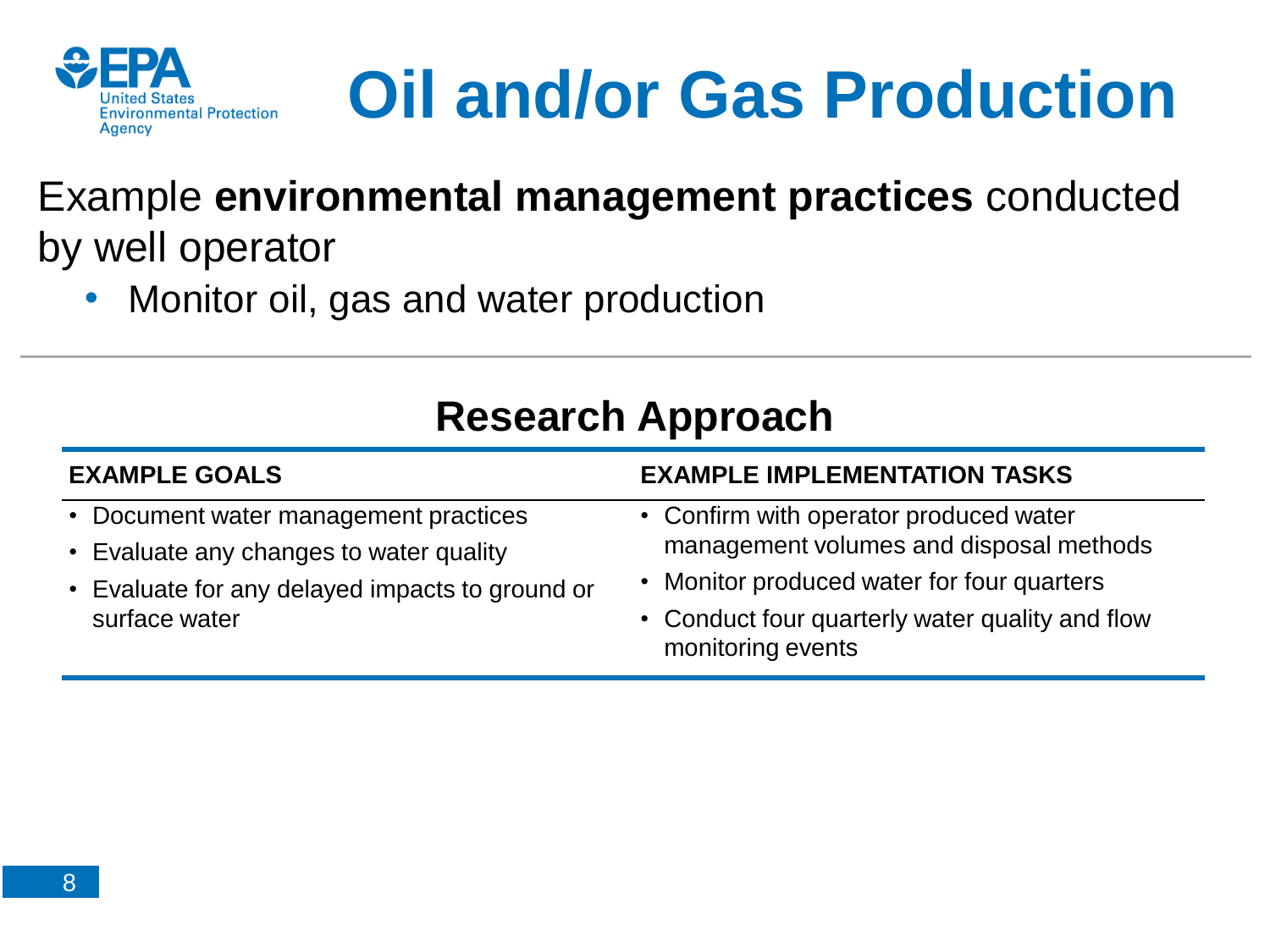# Oil and/or Gas Production

Example **environmental management practices** conducted by well operator

- Monitor oil, gas and water production

## Research Approach

| EXAMPLE GOALS | EXAMPLE IMPLEMENTATION TASKS |
|---|---|
| • Document water management practices<br>• Evaluate any changes to water quality<br>• Evaluate for any delayed impacts to ground or surface water | • Confirm with operator produced water management volumes and disposal methods<br>• Monitor produced water for four quarters<br>• Conduct four quarterly water quality and flow monitoring events |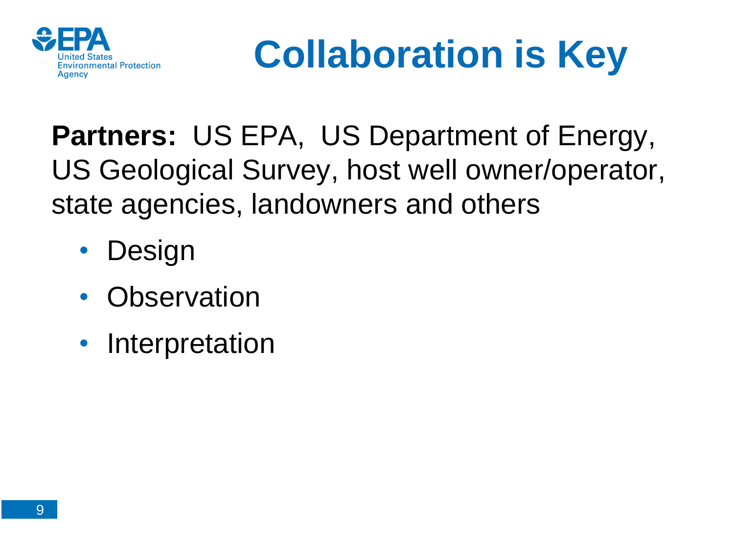# Collaboration is Key

**Partners:** US EPA, US Department of Energy, US Geological Survey, host well owner/operator, state agencies, landowners and others

- Design
- Observation
- Interpretation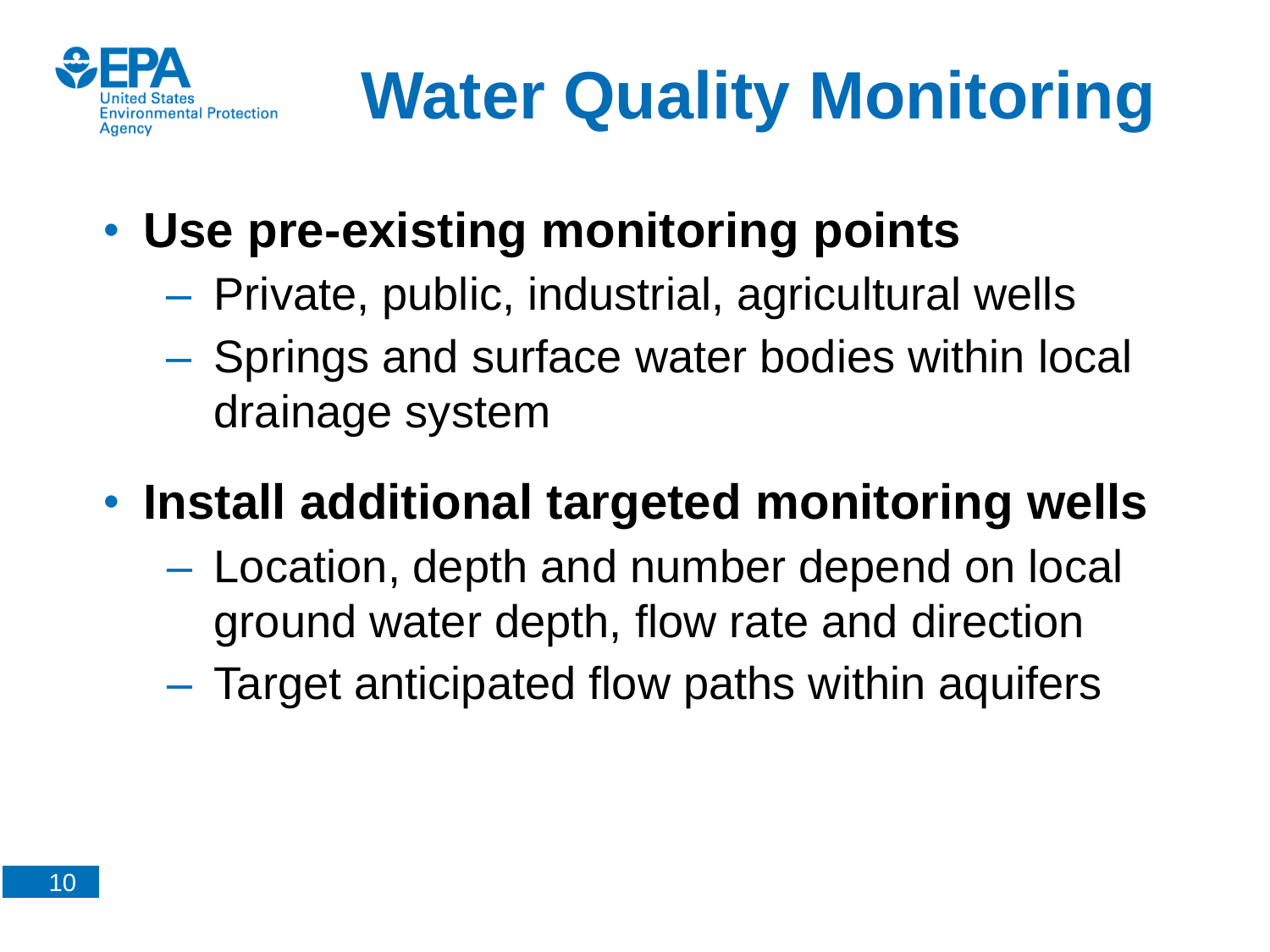# Water Quality Monitoring

- **Use pre-existing monitoring points**
  - Private, public, industrial, agricultural wells
  - Springs and surface water bodies within local drainage system
- **Install additional targeted monitoring wells**
  - Location, depth and number depend on local ground water depth, flow rate and direction
  - Target anticipated flow paths within aquifers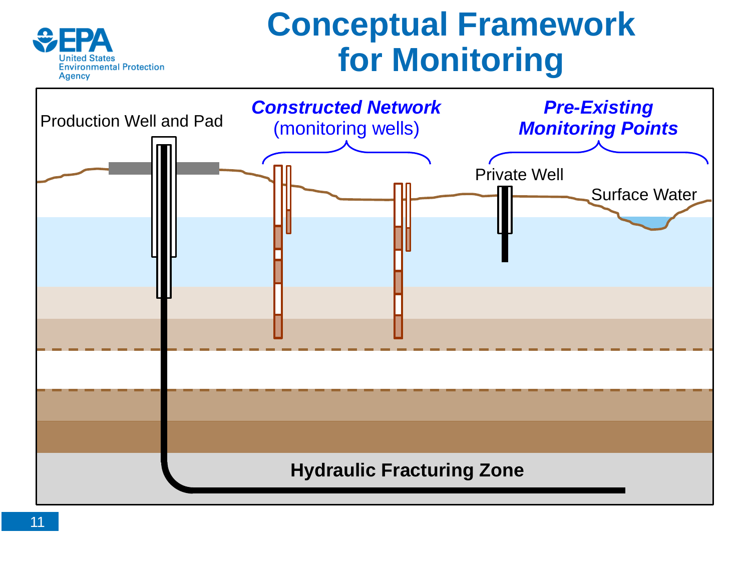# Conceptual Framework for Monitoring

Production Well and Pad

***Constructed Network*** (monitoring wells)

***Pre-Existing Monitoring Points***

Private Well

Surface Water

**Hydraulic Fracturing Zone**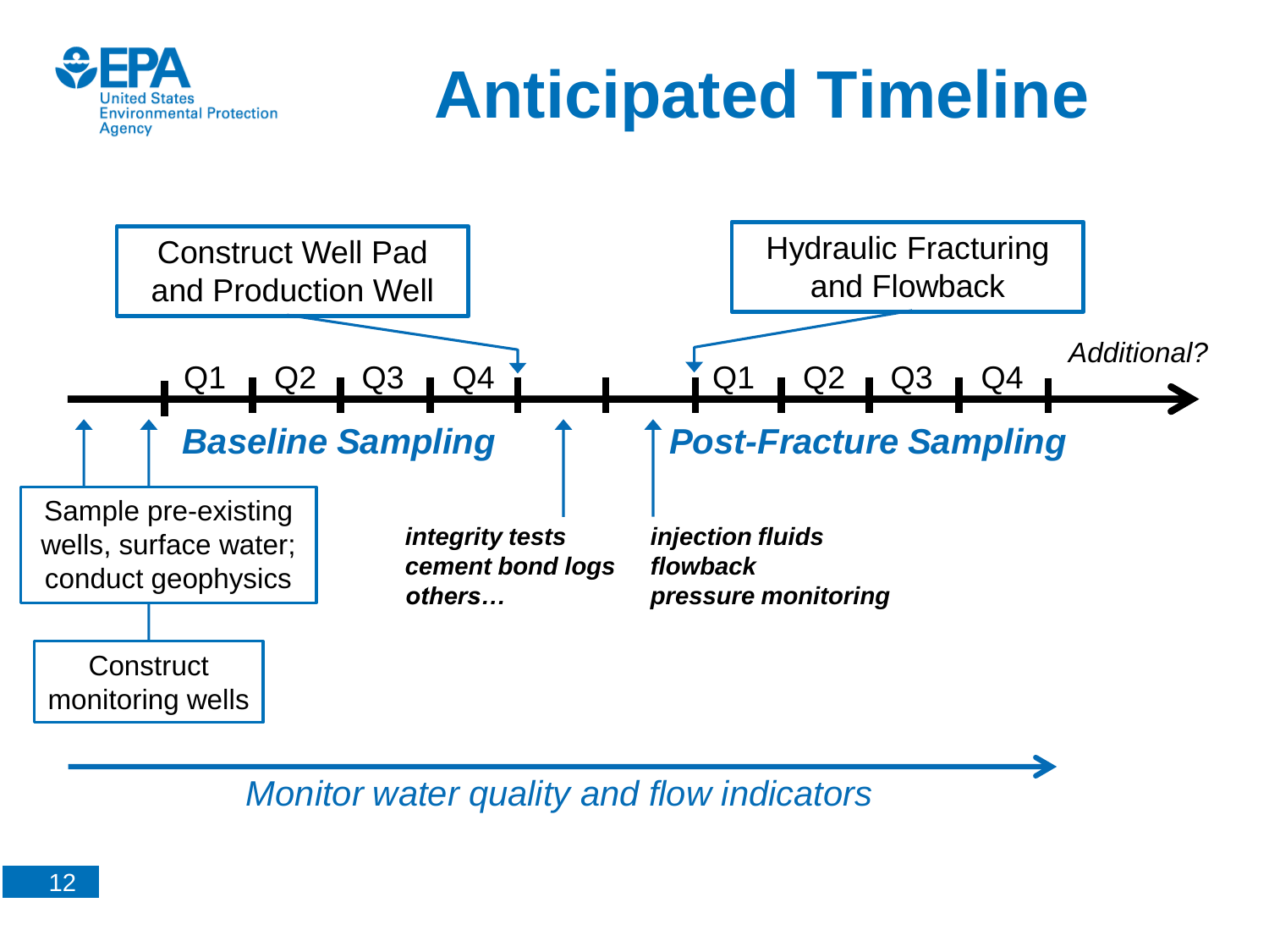# Anticipated Timeline

Construct Well Pad and Production Well

Hydraulic Fracturing and Flowback

Q1 Q2 Q3 Q4 Q1 Q2 Q3 Q4 *Additional?*

***Baseline Sampling***

***Post-Fracture Sampling***

Sample pre-existing wells, surface water; conduct geophysics

Construct monitoring wells

***integrity tests***
***cement bond logs***
***others…***

***injection fluids***
***flowback***
***pressure monitoring***

*Monitor water quality and flow indicators*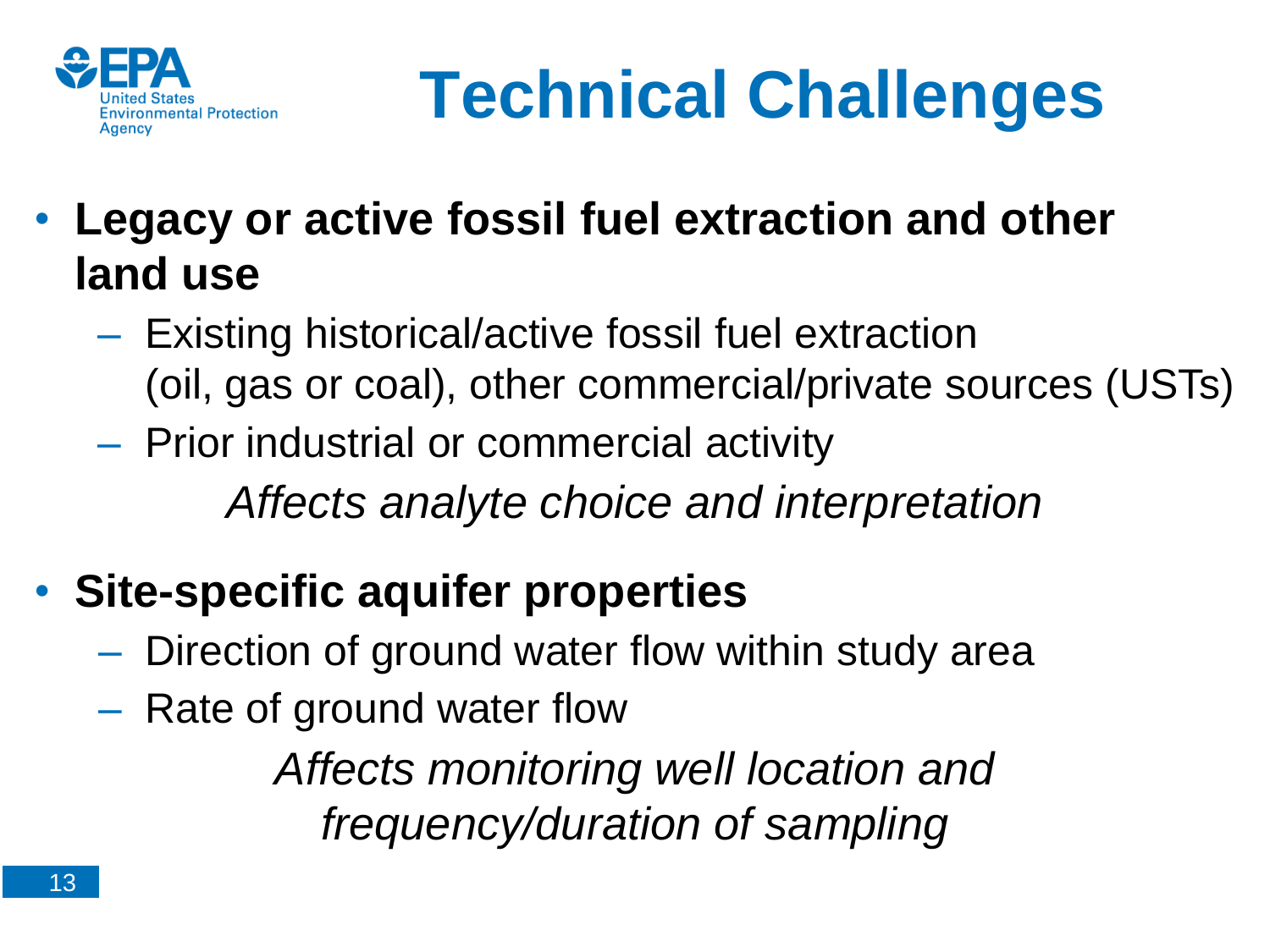# Technical Challenges

- **Legacy or active fossil fuel extraction and other land use**
  - Existing historical/active fossil fuel extraction (oil, gas or coal), other commercial/private sources (USTs)
  - Prior industrial or commercial activity

  *Affects analyte choice and interpretation*

- **Site-specific aquifer properties**
  - Direction of ground water flow within study area
  - Rate of ground water flow

  *Affects monitoring well location and frequency/duration of sampling*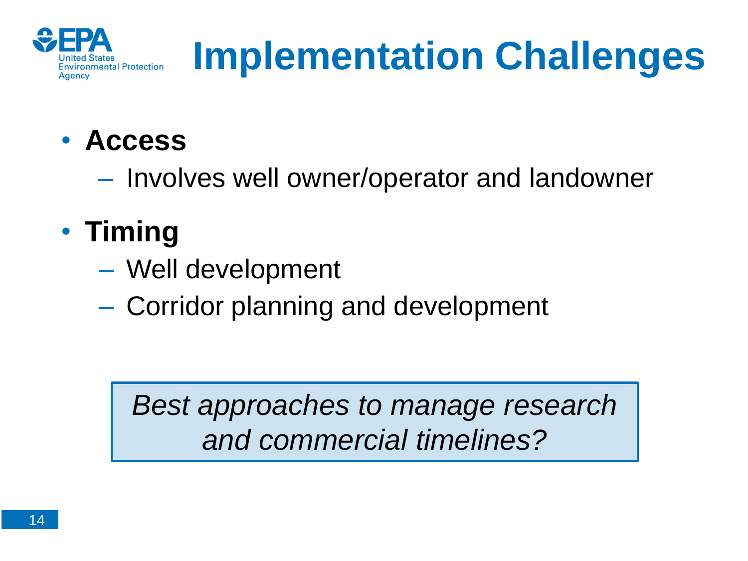# Implementation Challenges

- **Access**
  - Involves well owner/operator and landowner
- **Timing**
  - Well development
  - Corridor planning and development

*Best approaches to manage research and commercial timelines?*